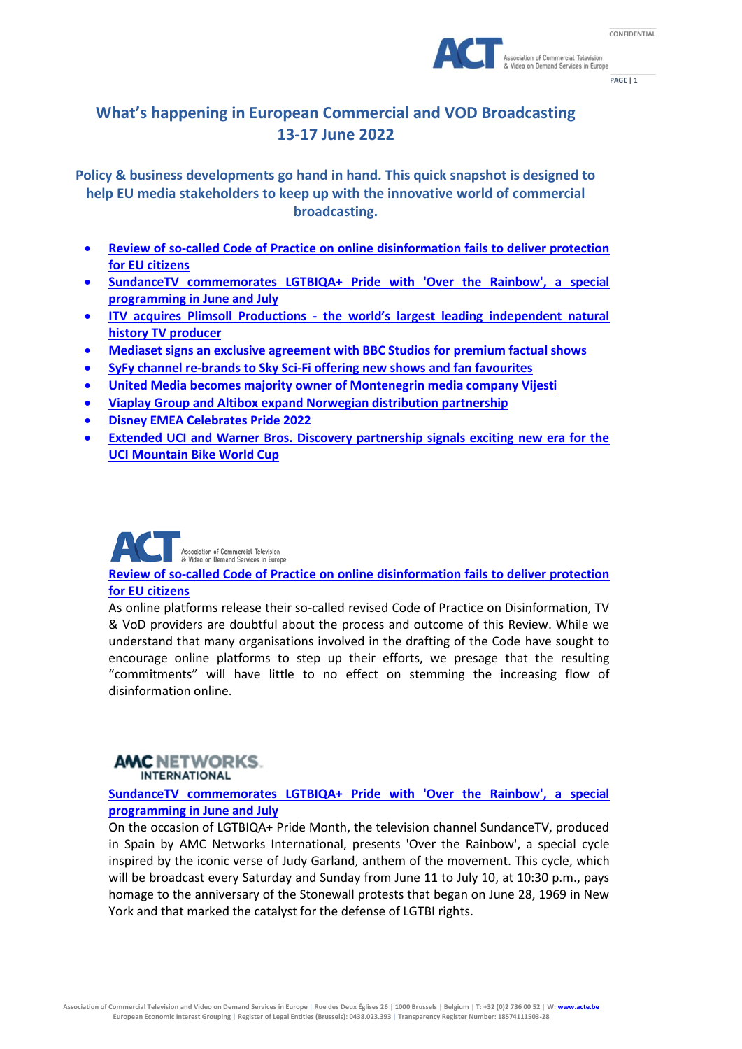# What's happening in European Commercial and VOD Broadcasting 13-17 June 2022

**Policy & business developments go hand in hand. This quick snapshot is designed to help EU media stakeholders to keep up with the innovative world of commercial broadcasting.**

- Review of so-called Code of Practice on online disinformation fails to deliver protection for EU citizens
- SundanceTV commemorates LGTBIQA+ Pride with 'Over the Rainbow', a special programming in June and July
- ITV acquires Plimsoll Productions - the world's largest leading independent natural history TV producer
- Mediaset signs an exclusive agreement with BBC Studios for premium factual shows
- SyFy channel re-brands to Sky Sci-Fi offering new shows and fan favourites
- United Media becomes majority owner of Montenegrin media company Vijesti
- Viaplay Group and Altibox expand Norwegian distribution partnership
- Disney EMEA Celebrates Pride 2022
- Extended UCI and Warner Bros. Discovery partnership signals exciting new era for the UCI Mountain Bike World Cup

ACT – Association of Commercial Television & Video on Demand Services in Europe

## Review of so-called Code of Practice on online disinformation fails to deliver protection for EU citizens

As online platforms release their so-called revised Code of Practice on Disinformation, TV & VoD providers are doubtful about the process and outcome of this Review. While we understand that many organisations involved in the drafting of the Code have sought to encourage online platforms to step up their efforts, we presage that the resulting "commitments" will have little to no effect on stemming the increasing flow of disinformation online.

AMC NETWORKS INTERNATIONAL

## SundanceTV commemorates LGTBIQA+ Pride with 'Over the Rainbow', a special programming in June and July

On the occasion of LGTBIQA+ Pride Month, the television channel SundanceTV, produced in Spain by AMC Networks International, presents 'Over the Rainbow', a special cycle inspired by the iconic verse of Judy Garland, anthem of the movement. This cycle, which will be broadcast every Saturday and Sunday from June 11 to July 10, at 10:30 p.m., pays homage to the anniversary of the Stonewall protests that began on June 28, 1969 in New York and that marked the catalyst for the defense of LGTBI rights.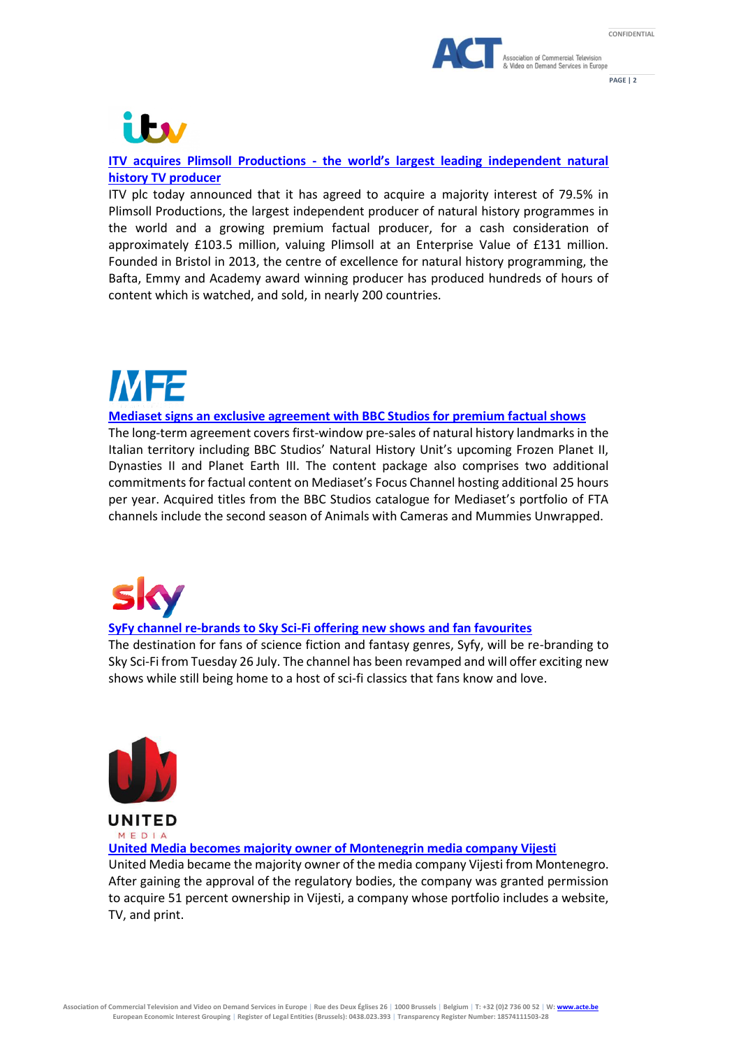**ITV acquires Plimsoll Productions - the world's largest leading independent natural history TV producer**

ITV plc today announced that it has agreed to acquire a majority interest of 79.5% in Plimsoll Productions, the largest independent producer of natural history programmes in the world and a growing premium factual producer, for a cash consideration of approximately £103.5 million, valuing Plimsoll at an Enterprise Value of £131 million. Founded in Bristol in 2013, the centre of excellence for natural history programming, the Bafta, Emmy and Academy award winning producer has produced hundreds of hours of content which is watched, and sold, in nearly 200 countries.

**Mediaset signs an exclusive agreement with BBC Studios for premium factual shows**

The long-term agreement covers first-window pre-sales of natural history landmarks in the Italian territory including BBC Studios' Natural History Unit's upcoming Frozen Planet II, Dynasties II and Planet Earth III. The content package also comprises two additional commitments for factual content on Mediaset's Focus Channel hosting additional 25 hours per year. Acquired titles from the BBC Studios catalogue for Mediaset's portfolio of FTA channels include the second season of Animals with Cameras and Mummies Unwrapped.

**SyFy channel re-brands to Sky Sci-Fi offering new shows and fan favourites**

The destination for fans of science fiction and fantasy genres, Syfy, will be re-branding to Sky Sci-Fi from Tuesday 26 July. The channel has been revamped and will offer exciting new shows while still being home to a host of sci-fi classics that fans know and love.

**United Media becomes majority owner of Montenegrin media company Vijesti**

United Media became the majority owner of the media company Vijesti from Montenegro. After gaining the approval of the regulatory bodies, the company was granted permission to acquire 51 percent ownership in Vijesti, a company whose portfolio includes a website, TV, and print.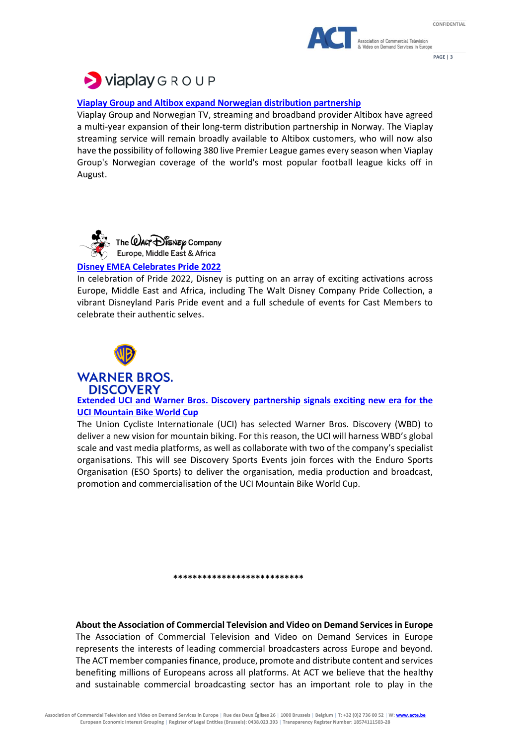**Viaplay Group and Altibox expand Norwegian distribution partnership**

Viaplay Group and Norwegian TV, streaming and broadband provider Altibox have agreed a multi-year expansion of their long-term distribution partnership in Norway. The Viaplay streaming service will remain broadly available to Altibox customers, who will now also have the possibility of following 380 live Premier League games every season when Viaplay Group's Norwegian coverage of the world's most popular football league kicks off in August.

**Disney EMEA Celebrates Pride 2022**

In celebration of Pride 2022, Disney is putting on an array of exciting activations across Europe, Middle East and Africa, including The Walt Disney Company Pride Collection, a vibrant Disneyland Paris Pride event and a full schedule of events for Cast Members to celebrate their authentic selves.

**Extended UCI and Warner Bros. Discovery partnership signals exciting new era for the UCI Mountain Bike World Cup**

The Union Cycliste Internationale (UCI) has selected Warner Bros. Discovery (WBD) to deliver a new vision for mountain biking. For this reason, the UCI will harness WBD's global scale and vast media platforms, as well as collaborate with two of the company's specialist organisations. This will see Discovery Sports Events join forces with the Enduro Sports Organisation (ESO Sports) to deliver the organisation, media production and broadcast, promotion and commercialisation of the UCI Mountain Bike World Cup.

***************************

**About the Association of Commercial Television and Video on Demand Services in Europe**

The Association of Commercial Television and Video on Demand Services in Europe represents the interests of leading commercial broadcasters across Europe and beyond. The ACT member companies finance, produce, promote and distribute content and services benefiting millions of Europeans across all platforms. At ACT we believe that the healthy and sustainable commercial broadcasting sector has an important role to play in the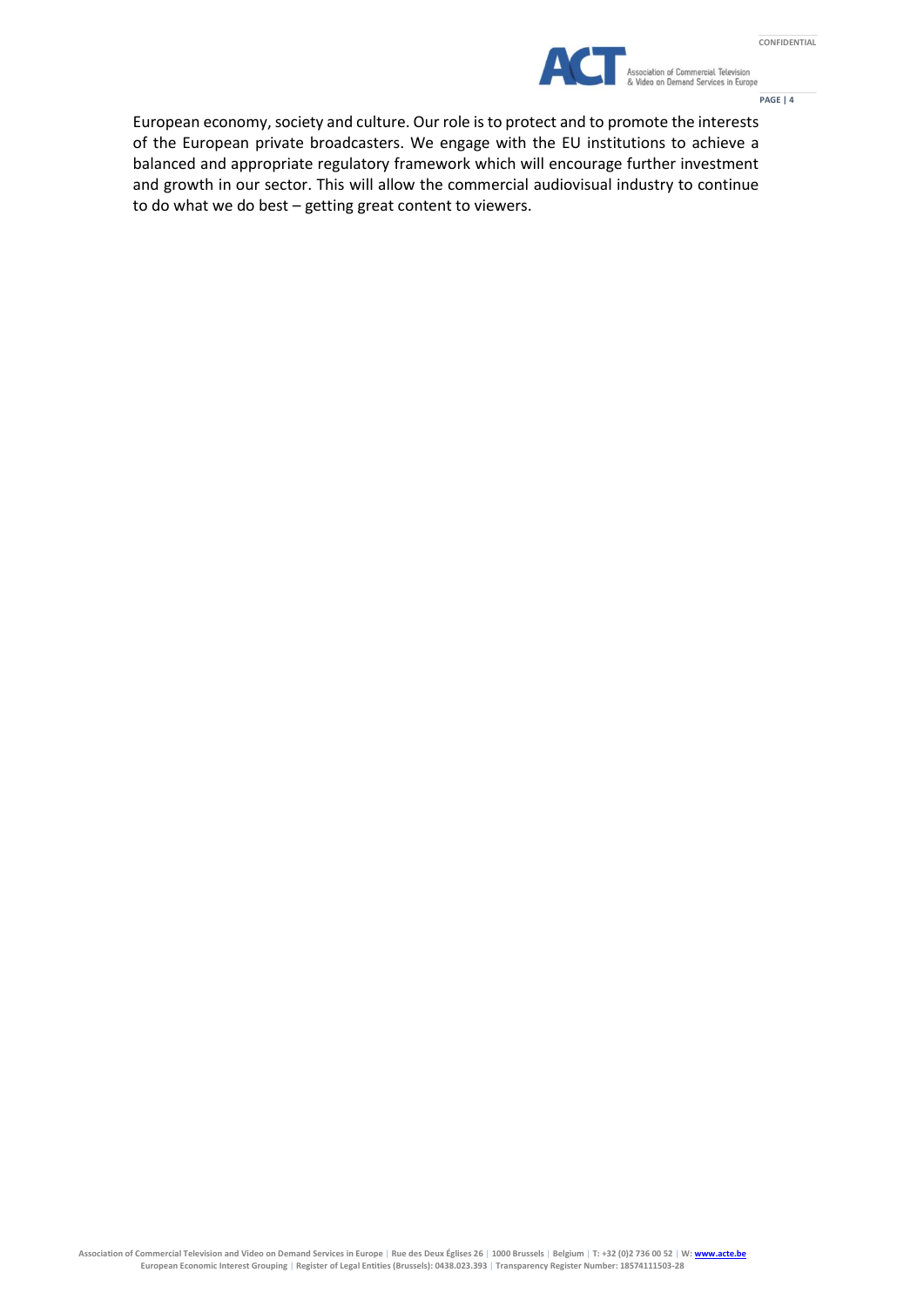European economy, society and culture. Our role is to protect and to promote the interests of the European private broadcasters. We engage with the EU institutions to achieve a balanced and appropriate regulatory framework which will encourage further investment and growth in our sector. This will allow the commercial audiovisual industry to continue to do what we do best – getting great content to viewers.